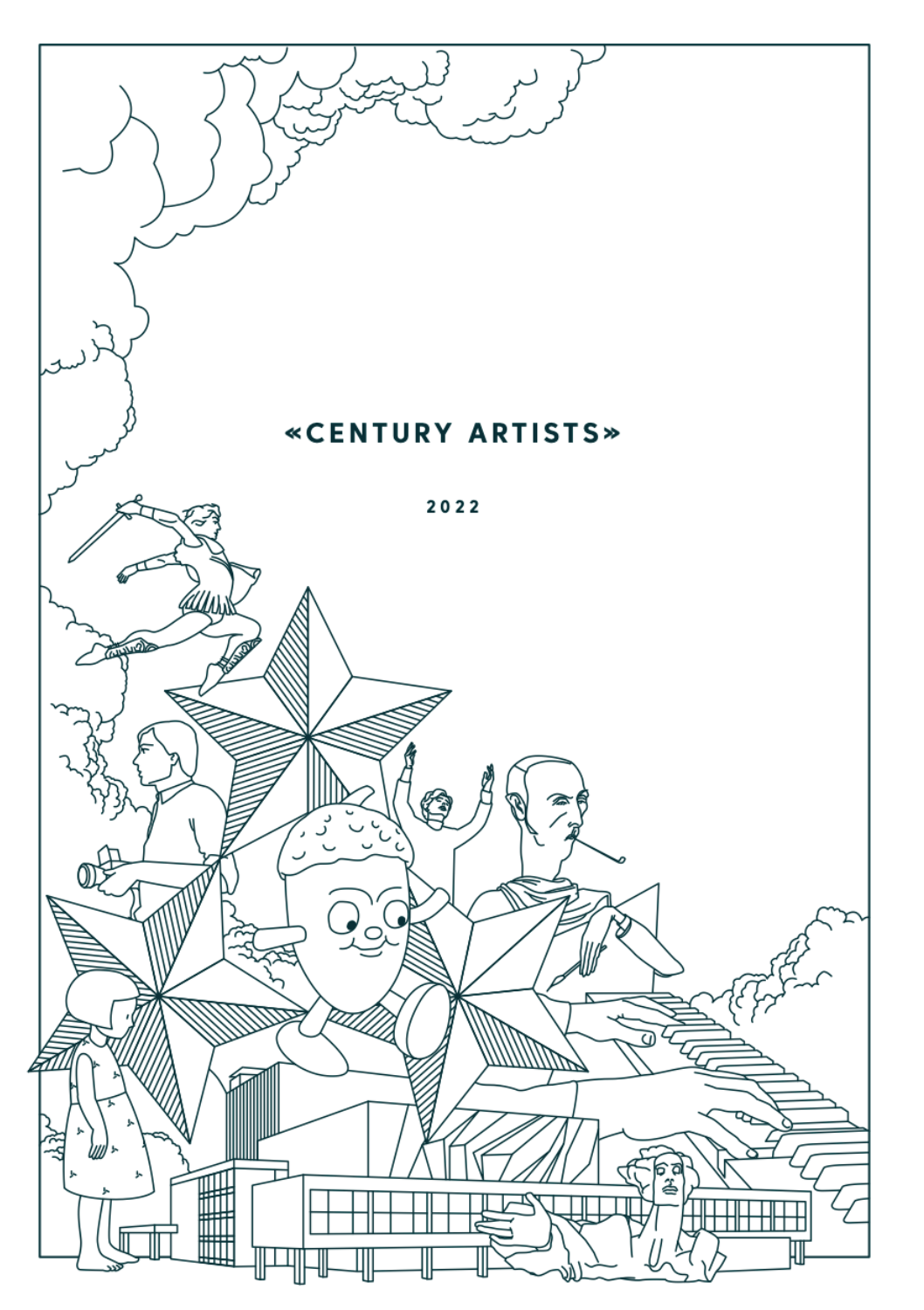# «CENTURY ARTISTS»

2022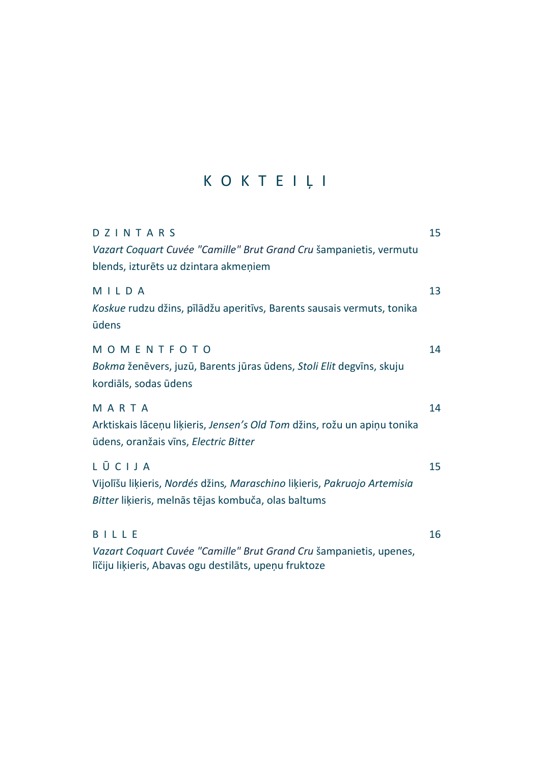# K O K T E I Ļ I

## D Z I N T A R S — 15

*Vazart Coquart Cuvée "Camille" Brut Grand Cru* šampanietis, vermutu blends, izturēts uz dzintara akmeņiem

## M I L D A — 13

*Koskue* rudzu džins, pīlādžu aperitīvs, Barents sausais vermuts, tonika ūdens

## M O M E N T F O T O — 14

*Bokma* ženēvers, juzū, Barents jūras ūdens, *Stoli Elit* degvīns, skuju kordiāls, sodas ūdens

## M A R T A — 14

Arktiskais lāceņu liķieris, *Jensen's Old Tom* džins, rožu un apiņu tonika ūdens, oranžais vīns, *Electric Bitter*

## L Ū C I J A — 15

Vijolīšu liķieris, *Nordés* džins*, Maraschino* liķieris, *Pakruojo Artemisia Bitter* liķieris, melnās tējas kombuča, olas baltums

## B I L L E — 16

*Vazart Coquart Cuvée "Camille" Brut Grand Cru* šampanietis, upenes, līčiju liķieris, Abavas ogu destilāts, upeņu fruktoze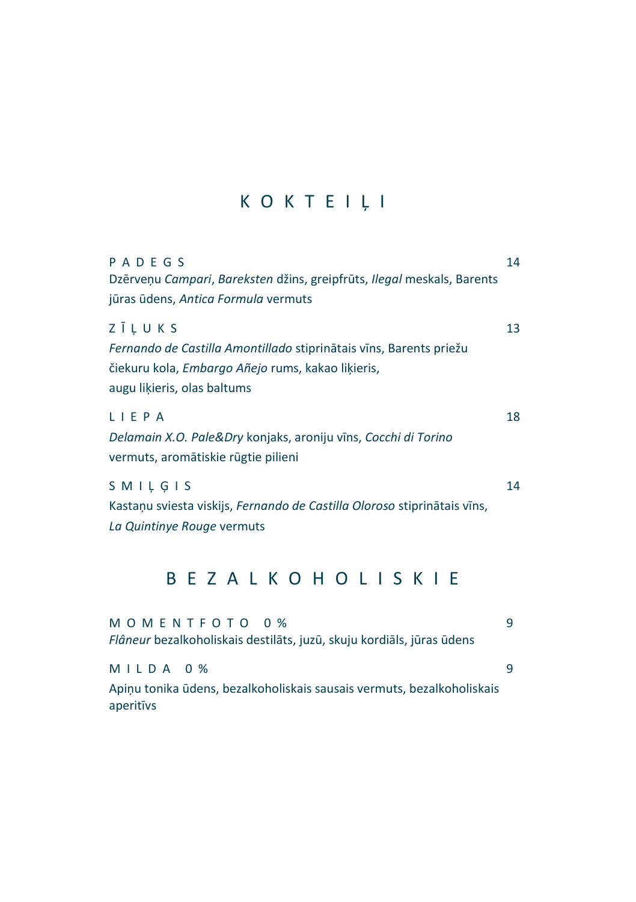# K O K T E I Ļ I

**P A D E G S** — 14

Dzērveņu *Campari*, *Bareksten* džins, greipfrūts, *Ilegal* meskals, Barents jūras ūdens, *Antica Formula* vermuts

**Z Ī Ļ U K S** — 13

*Fernando de Castilla Amontillado* stiprinātais vīns, Barents priežu čiekuru kola, *Embargo Añejo* rums, kakao liķieris, augu liķieris, olas baltums

**L I E P A** — 18

*Delamain X.O. Pale&Dry* konjaks, aroniju vīns, *Cocchi di Torino* vermuts, aromātiskie rūgtie pilieni

**S M I Ļ Ģ I S** — 14

Kastaņu sviesta viskijs, *Fernando de Castilla Oloroso* stiprinātais vīns, *La Quintinye Rouge* vermuts

# B E Z A L K O H O L I S K I E

**M O M E N T F O T O 0 %** — 9

*Flâneur* bezalkoholiskais destilāts, juzū, skuju kordiāls, jūras ūdens

**M I L D A 0 %** — 9

Apiņu tonika ūdens, bezalkoholiskais sausais vermuts, bezalkoholiskais aperitīvs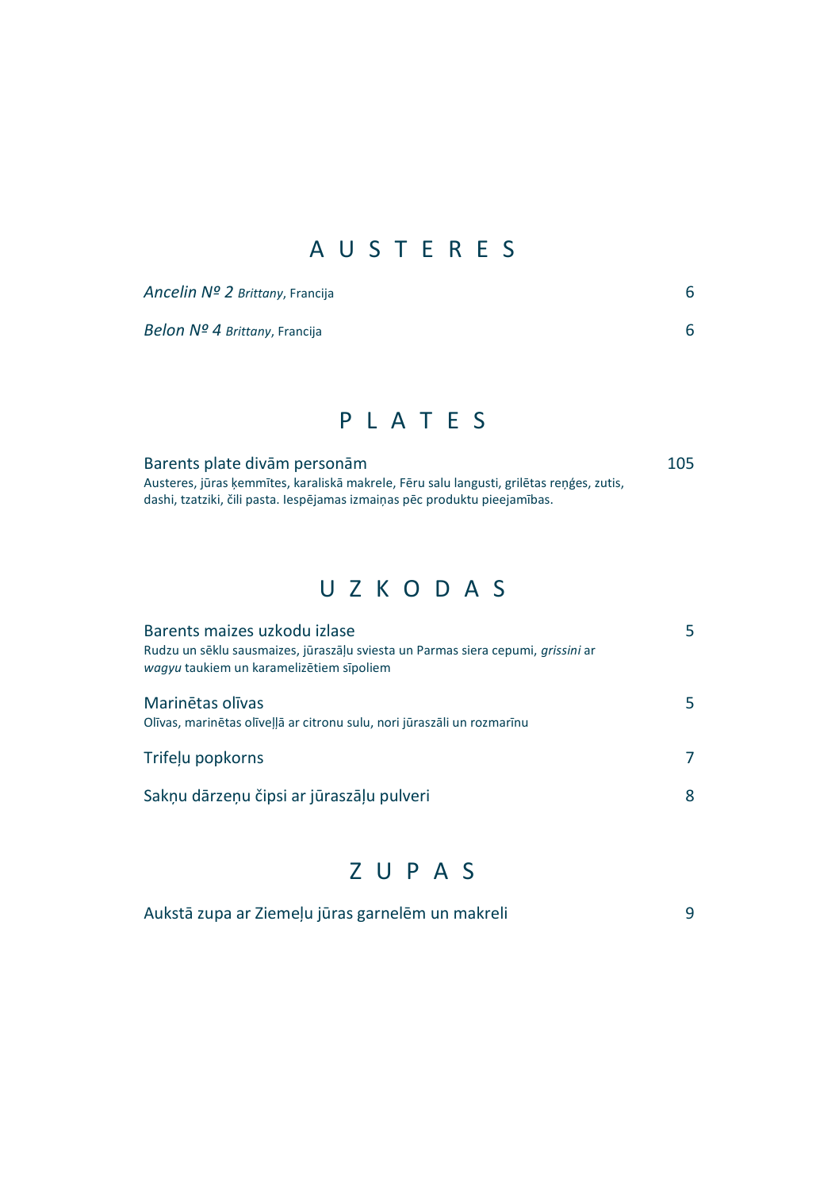## A U S T E R E S

*Ancelin Nº 2* *Brittany*, Francija — 6

*Belon Nº 4* *Brittany*, Francija — 6

## P L A T E S

Barents plate divām personām — 105

Austeres, jūras ķemmītes, karaliskā makrele, Fēru salu langusti, grilētas reņģes, zutis, dashi, tzatziki, čili pasta. Iespējamas izmaiņas pēc produktu pieejamības.

## U Z K O D A S

Barents maizes uzkodu izlase — 5

Rudzu un sēklu sausmaizes, jūraszāļu sviesta un Parmas siera cepumi, *grissini* ar *wagyu* taukiem un karamelizētiem sīpoliem

Marinētas olīvas — 5

Olīvas, marinētas olīveļļā ar citronu sulu, nori jūraszāli un rozmarīnu

Trifeļu popkorns — 7

Sakņu dārzeņu čipsi ar jūraszāļu pulveri — 8

## Z U P A S

Aukstā zupa ar Ziemeļu jūras garnelēm un makreli — 9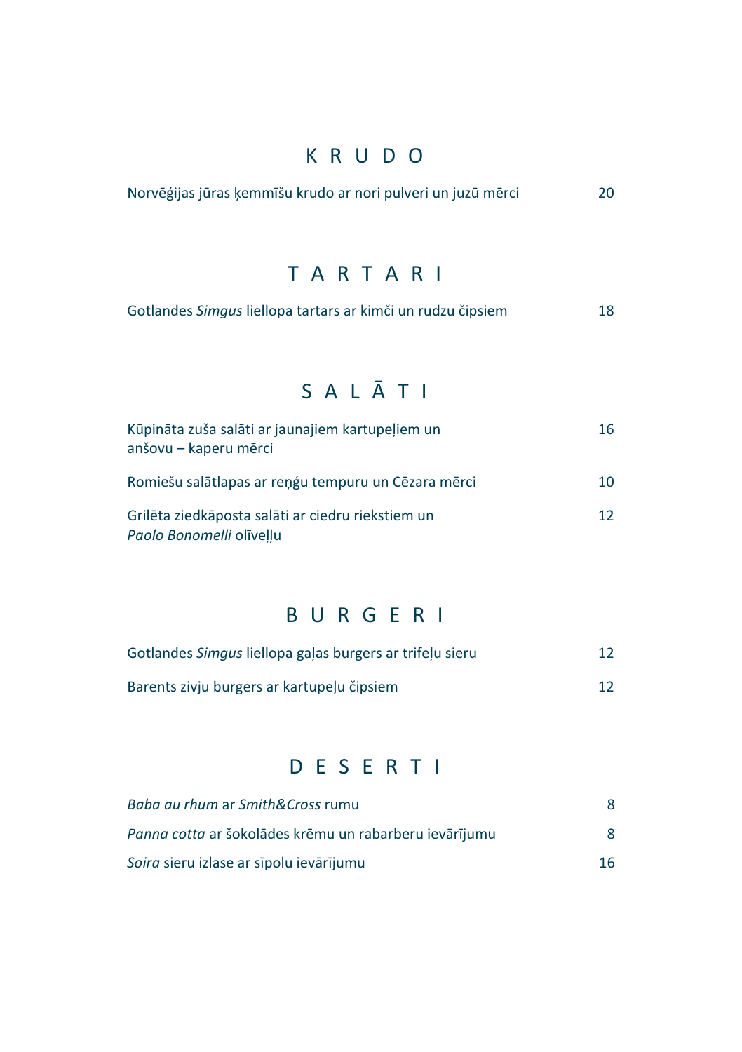## KRUDO

Norvēģijas jūras ķemmīšu krudo ar nori pulveri un juzū mērci — 20

## TARTARI

Gotlandes *Simgus* liellopa tartars ar kimči un rudzu čipsiem — 18

## SALĀTI

Kūpināta zuša salāti ar jaunajiem kartupeļiem un anšovu – kaperu mērci — 16

Romiešu salātlapas ar reņģu tempuru un Cēzara mērci — 10

Grilēta ziedkāposta salāti ar ciedru riekstiem un *Paolo Bonomelli* olīveļļu — 12

## BURGERI

Gotlandes *Simgus* liellopa gaļas burgers ar trifeļu sieru — 12

Barents zivju burgers ar kartupeļu čipsiem — 12

## DESERTI

*Baba au rhum* ar *Smith&Cross* rumu — 8

*Panna cotta* ar šokolādes krēmu un rabarberu ievārījumu — 8

*Soira* sieru izlase ar sīpolu ievārījumu — 16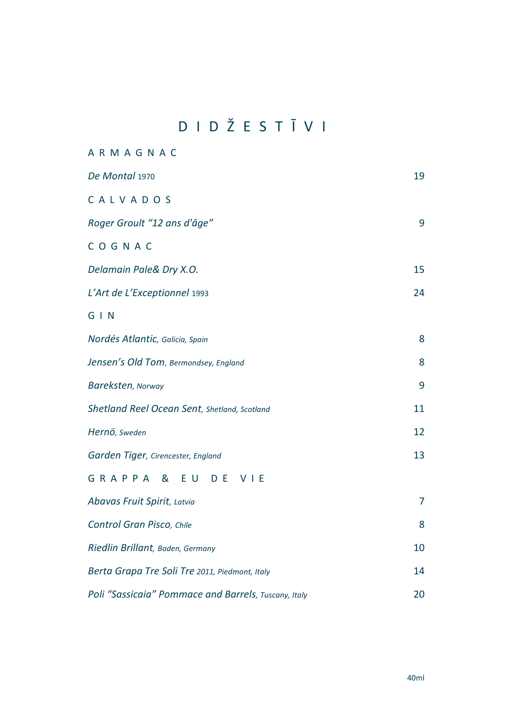# D I D Ž E S T Ī V I

## A R M A G N A C

| | |
|---|---|
| *De Montal* 1970 | 19 |

## C A L V A D O S

| | |
|---|---|
| *Roger Groult “12 ans d'âge”* | 9 |

## C O G N A C

| | |
|---|---|
| *Delamain Pale& Dry X.O.* | 15 |
| *L’Art de L’Exceptionnel* 1993 | 24 |

## G I N

| | |
|---|---|
| *Nordés Atlantic, Galicia, Spain* | 8 |
| *Jensen’s Old Tom, Bermondsey, England* | 8 |
| *Bareksten, Norway* | 9 |
| *Shetland Reel Ocean Sent, Shetland, Scotland* | 11 |
| *Hernö, Sweden* | 12 |
| *Garden Tiger, Cirencester, England* | 13 |

## G R A P P A & E U D E V I E

| | |
|---|---|
| *Abavas Fruit Spirit, Latvia* | 7 |
| *Control Gran Pisco, Chile* | 8 |
| *Riedlin Brillant, Baden, Germany* | 10 |
| *Berta Grapa Tre Soli Tre 2011, Piedmont, Italy* | 14 |
| *Poli “Sassicaia” Pommace and Barrels, Tuscany, Italy* | 20 |

40ml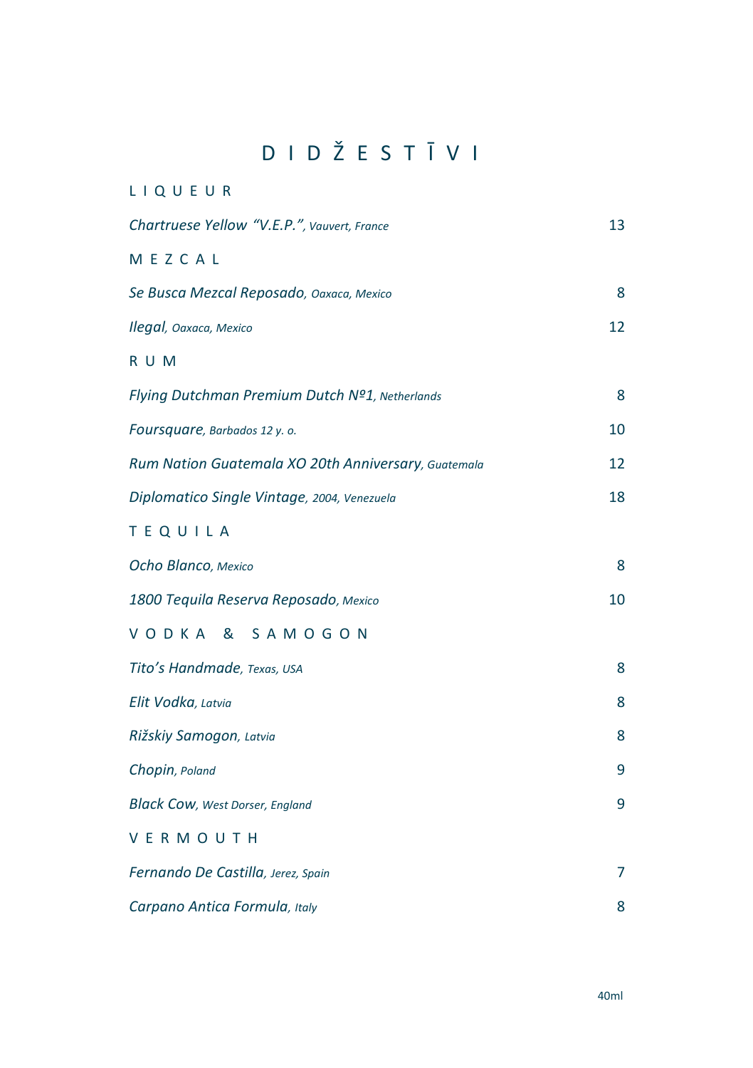# D I D Ž E S T Ī V I

## L I Q U E U R

| | |
|---|---|
| *Chartruese Yellow "V.E.P.", Vauvert, France* | 13 |

## M E Z C A L

| | |
|---|---|
| *Se Busca Mezcal Reposado, Oaxaca, Mexico* | 8 |
| *Ilegal, Oaxaca, Mexico* | 12 |

## R U M

| | |
|---|---|
| *Flying Dutchman Premium Dutch Nº1, Netherlands* | 8 |
| *Foursquare, Barbados 12 y. o.* | 10 |
| *Rum Nation Guatemala XO 20th Anniversary, Guatemala* | 12 |
| *Diplomatico Single Vintage, 2004, Venezuela* | 18 |

## T E Q U I L A

| | |
|---|---|
| *Ocho Blanco, Mexico* | 8 |
| *1800 Tequila Reserva Reposado, Mexico* | 10 |

## V O D K A & S A M O G O N

| | |
|---|---|
| *Tito's Handmade, Texas, USA* | 8 |
| *Elit Vodka, Latvia* | 8 |
| *Rižskiy Samogon, Latvia* | 8 |
| *Chopin, Poland* | 9 |
| *Black Cow, West Dorser, England* | 9 |

## V E R M O U T H

| | |
|---|---|
| *Fernando De Castilla, Jerez, Spain* | 7 |
| *Carpano Antica Formula, Italy* | 8 |

40ml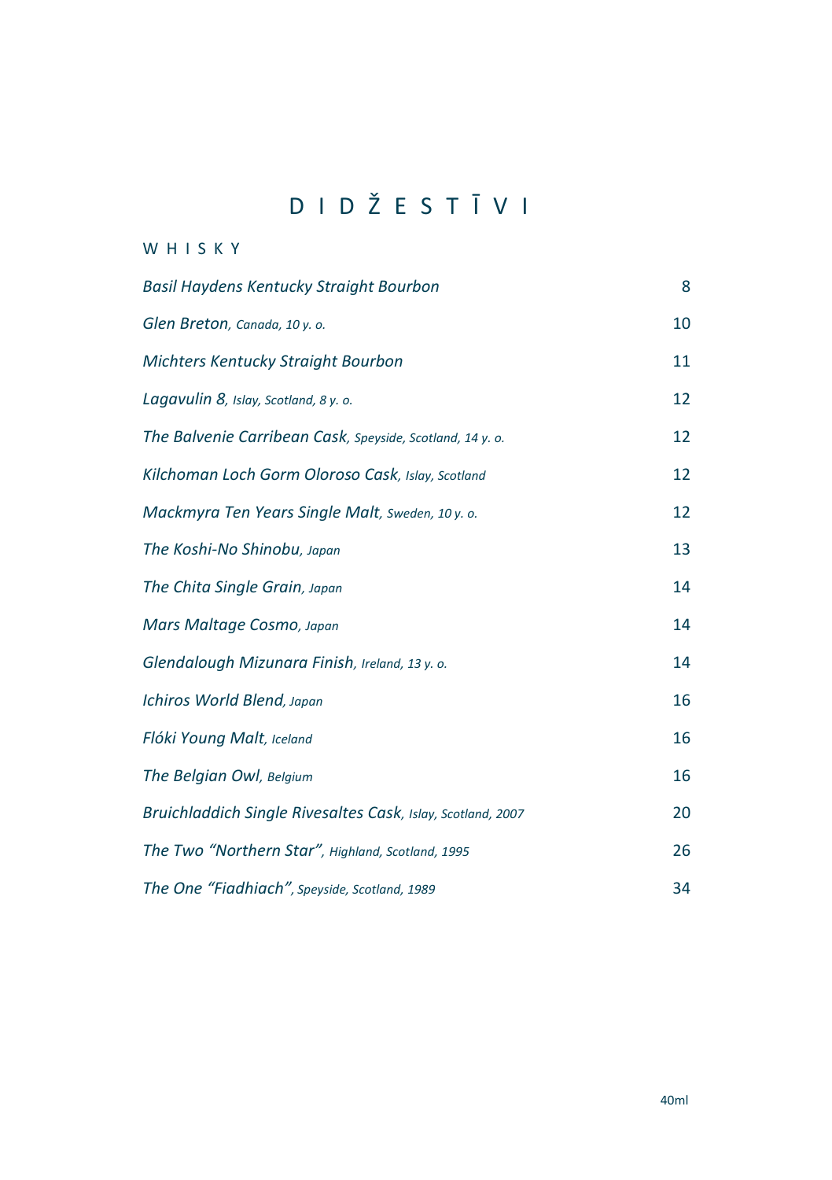# D I D Ž E S T Ī V I

## W H I S K Y

| | |
|---|---|
| *Basil Haydens Kentucky Straight Bourbon* | 8 |
| *Glen Breton, Canada, 10 y. o.* | 10 |
| *Michters Kentucky Straight Bourbon* | 11 |
| *Lagavulin 8, Islay, Scotland, 8 y. o.* | 12 |
| *The Balvenie Carribean Cask, Speyside, Scotland, 14 y. o.* | 12 |
| *Kilchoman Loch Gorm Oloroso Cask, Islay, Scotland* | 12 |
| *Mackmyra Ten Years Single Malt, Sweden, 10 y. o.* | 12 |
| *The Koshi-No Shinobu, Japan* | 13 |
| *The Chita Single Grain, Japan* | 14 |
| *Mars Maltage Cosmo, Japan* | 14 |
| *Glendalough Mizunara Finish, Ireland, 13 y. o.* | 14 |
| *Ichiros World Blend, Japan* | 16 |
| *Flóki Young Malt, Iceland* | 16 |
| *The Belgian Owl, Belgium* | 16 |
| *Bruichladdich Single Rivesaltes Cask, Islay, Scotland, 2007* | 20 |
| *The Two "Northern Star", Highland, Scotland, 1995* | 26 |
| *The One "Fiadhiach", Speyside, Scotland, 1989* | 34 |

40ml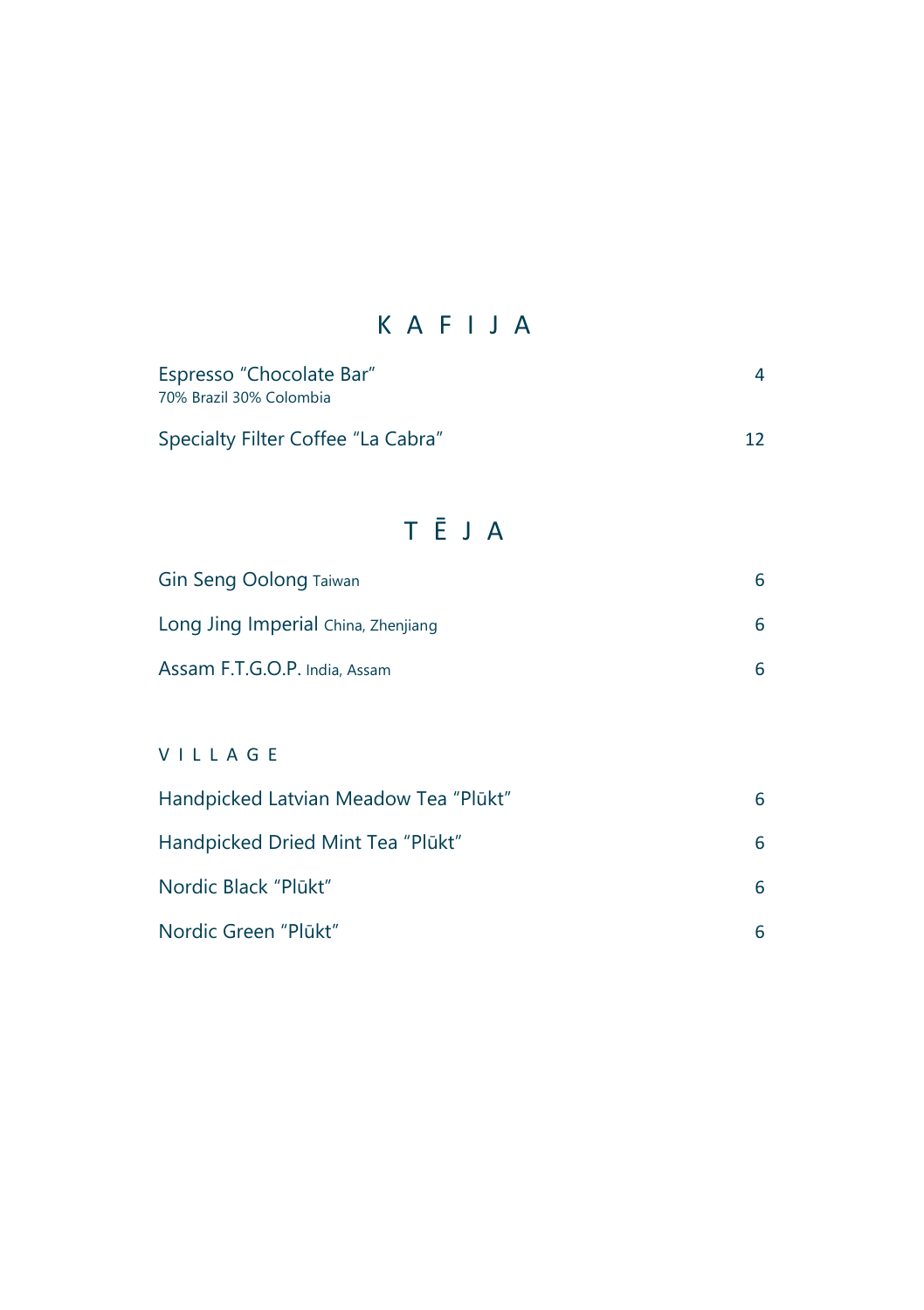# K A F I J A

| | |
|---|---|
| Espresso "Chocolate Bar"<br>70% Brazil 30% Colombia | 4 |
| Specialty Filter Coffee "La Cabra" | 12 |

# T Ē J A

| | |
|---|---|
| Gin Seng Oolong Taiwan | 6 |
| Long Jing Imperial China, Zhenjiang | 6 |
| Assam F.T.G.O.P. India, Assam | 6 |

## V I L L A G E

| | |
|---|---|
| Handpicked Latvian Meadow Tea "Plūkt" | 6 |
| Handpicked Dried Mint Tea "Plūkt" | 6 |
| Nordic Black "Plūkt" | 6 |
| Nordic Green "Plūkt" | 6 |